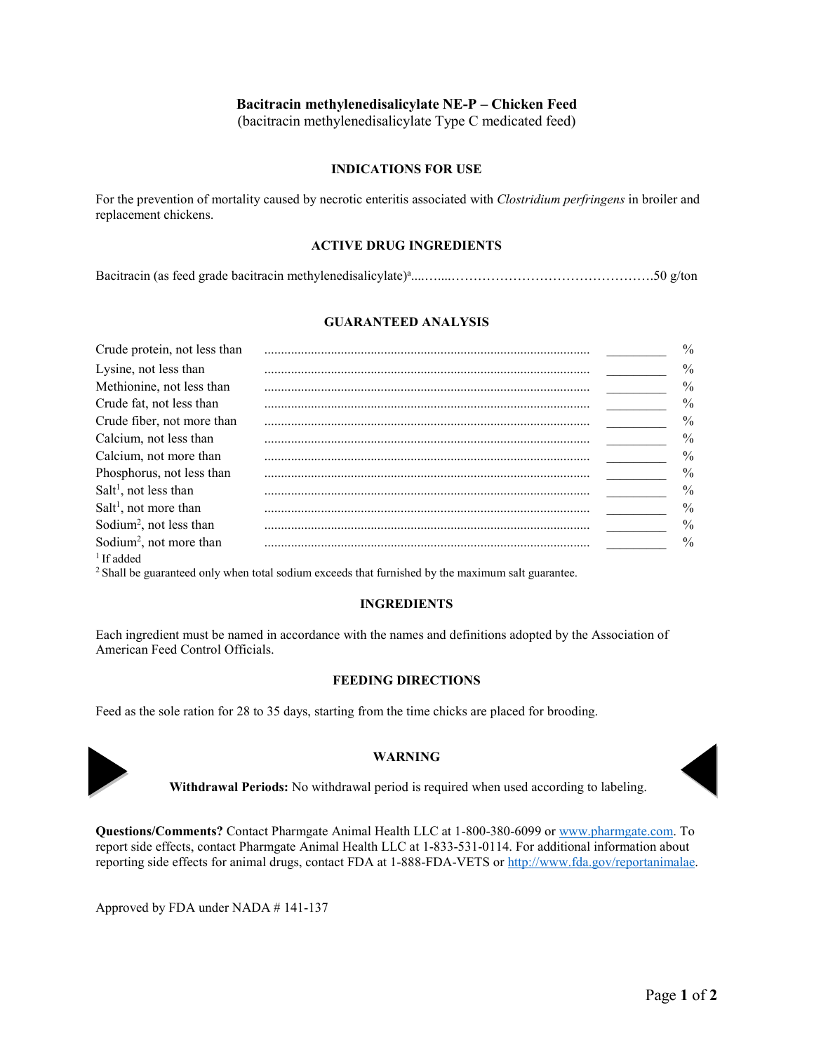# Bacitracin methylenedisalicylate NE-P – Chicken Feed

(bacitracin methylenedisalicylate Type C medicated feed)

## INDICATIONS FOR USE

For the prevention of mortality caused by necrotic enteritis associated with *Clostridium perfringens* in broiler and replacement chickens.

## ACTIVE DRUG INGREDIENTS

Bacitracin (as feed grade bacitracin methylenedisalicylate)[a]..................................................50 g/ton

## GUARANTEED ANALYSIS

| | | |
|---|---|---|
| Crude protein, not less than | _________ | % |
| Lysine, not less than | _________ | % |
| Methionine, not less than | _________ | % |
| Crude fat, not less than | _________ | % |
| Crude fiber, not more than | _________ | % |
| Calcium, not less than | _________ | % |
| Calcium, not more than | _________ | % |
| Phosphorus, not less than | _________ | % |
| Salt[1], not less than | _________ | % |
| Salt[1], not more than | _________ | % |
| Sodium[2], not less than | _________ | % |
| Sodium[2], not more than | _________ | % |

[1] If added

[2] Shall be guaranteed only when total sodium exceeds that furnished by the maximum salt guarantee.

## INGREDIENTS

Each ingredient must be named in accordance with the names and definitions adopted by the Association of American Feed Control Officials.

## FEEDING DIRECTIONS

Feed as the sole ration for 28 to 35 days, starting from the time chicks are placed for brooding.

## WARNING

**Withdrawal Periods:** No withdrawal period is required when used according to labeling.

**Questions/Comments?** Contact Pharmgate Animal Health LLC at 1-800-380-6099 or www.pharmgate.com. To report side effects, contact Pharmgate Animal Health LLC at 1-833-531-0114. For additional information about reporting side effects for animal drugs, contact FDA at 1-888-FDA-VETS or http://www.fda.gov/reportanimalae.

Approved by FDA under NADA # 141-137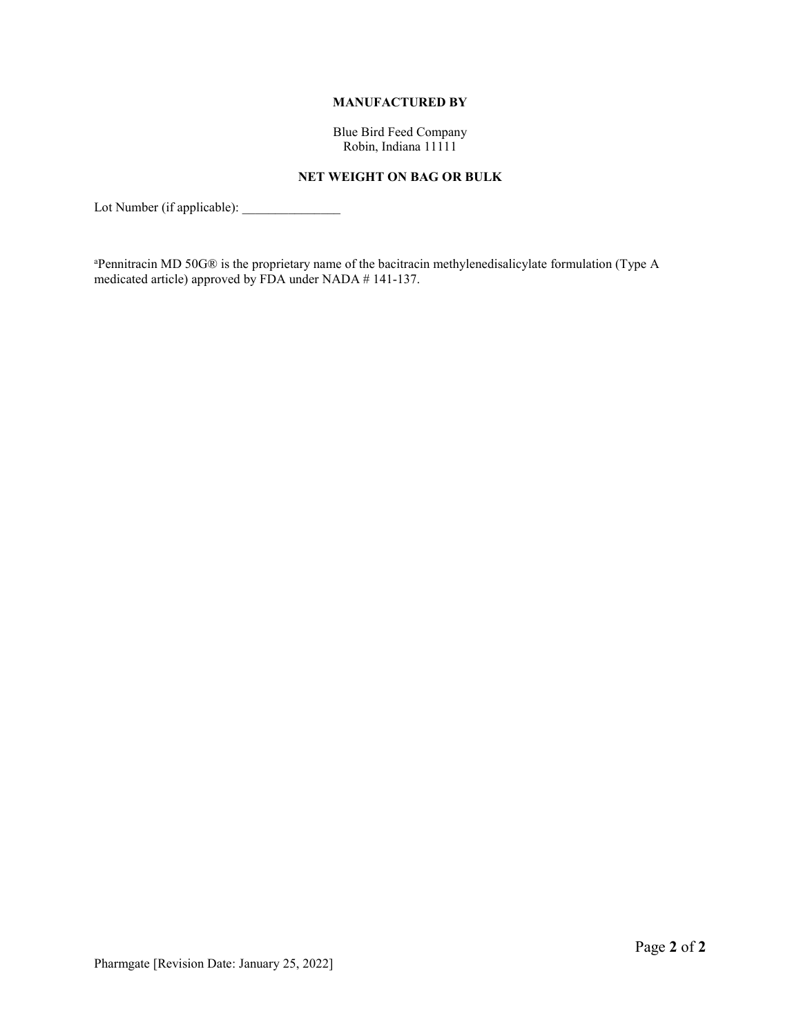**MANUFACTURED BY**

Blue Bird Feed Company
Robin, Indiana 11111

**NET WEIGHT ON BAG OR BULK**

Lot Number (if applicable): _______________

[a]Pennitracin MD 50G® is the proprietary name of the bacitracin methylenedisalicylate formulation (Type A medicated article) approved by FDA under NADA # 141-137.

Pharmgate [Revision Date: January 25, 2022]